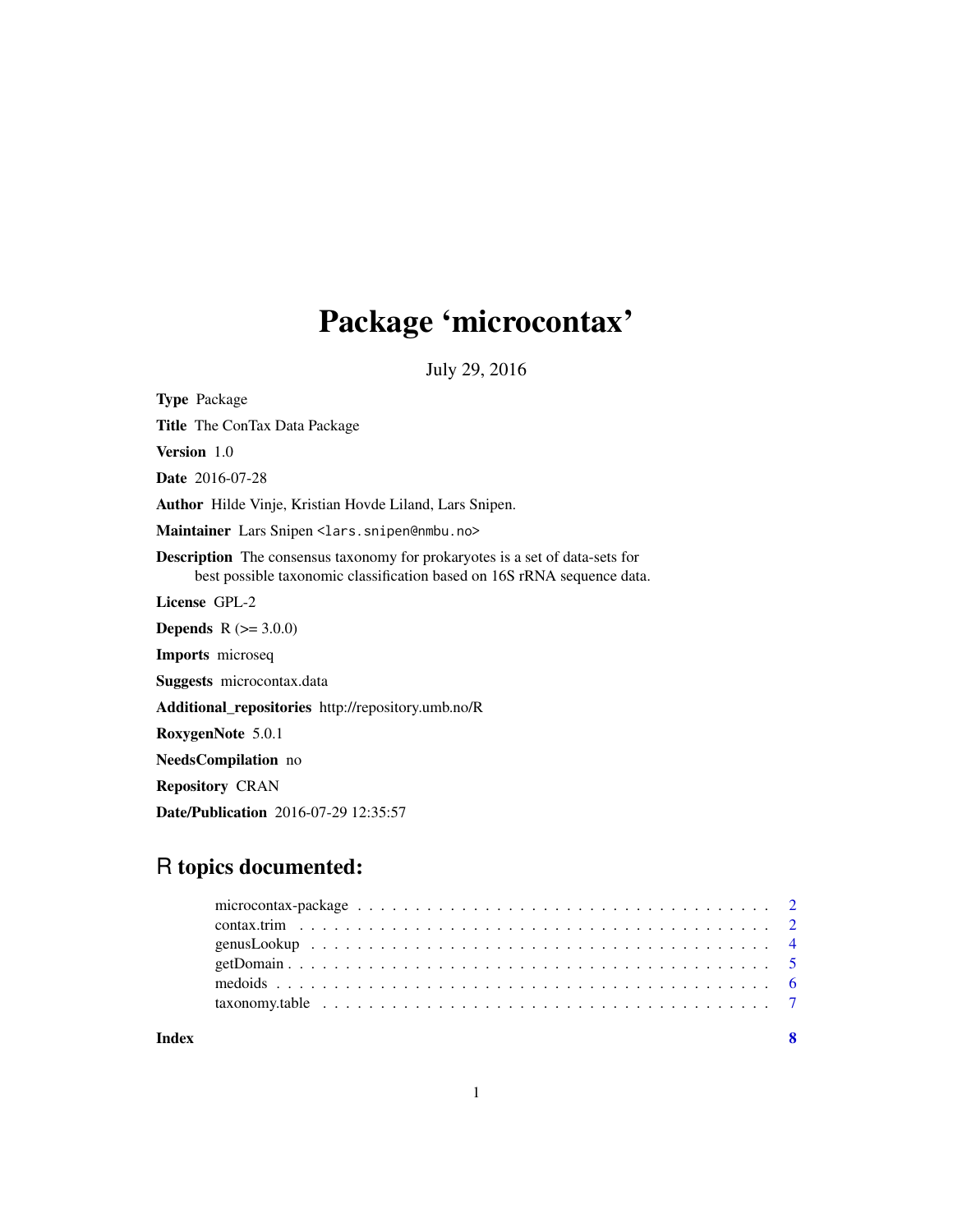# Package 'microcontax'

July 29, 2016

**Type** Package

**Title** The ConTax Data Package

**Version** 1.0

**Date** 2016-07-28

**Author** Hilde Vinje, Kristian Hovde Liland, Lars Snipen.

**Maintainer** Lars Snipen <lars.snipen@nmbu.no>

**Description** The consensus taxonomy for prokaryotes is a set of data-sets for best possible taxonomic classification based on 16S rRNA sequence data.

**License** GPL-2

**Depends** R (>= 3.0.0)

**Imports** microseq

**Suggests** microcontax.data

**Additional_repositories** http://repository.umb.no/R

**RoxygenNote** 5.0.1

**NeedsCompilation** no

**Repository** CRAN

**Date/Publication** 2016-07-29 12:35:57

## R topics documented:

| | |
|---|---|
| microcontax-package | 2 |
| contax.trim | 2 |
| genusLookup | 4 |
| getDomain | 5 |
| medoids | 6 |
| taxonomy.table | 7 |
| **Index** | **8** |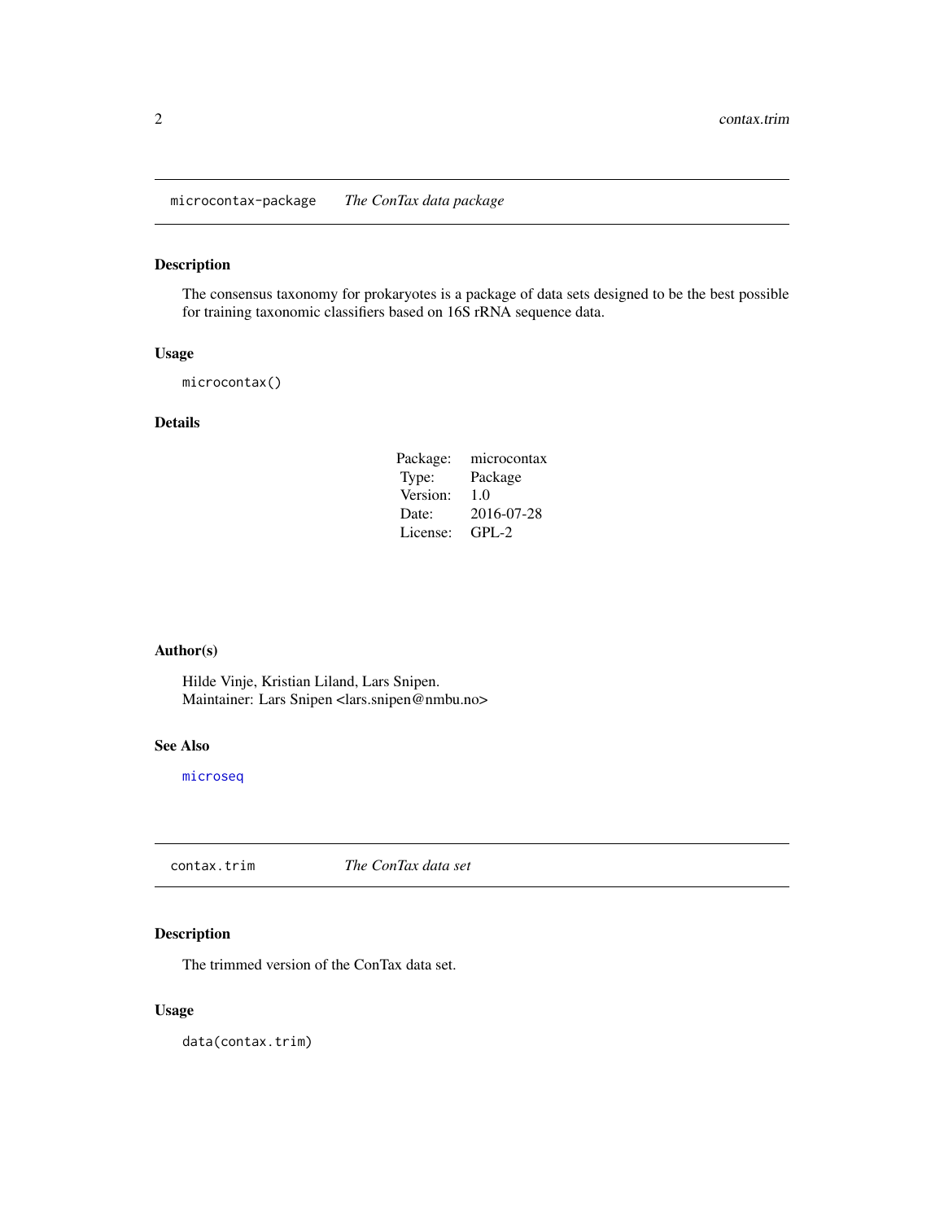## microcontax-package — *The ConTax data package*

### Description

The consensus taxonomy for prokaryotes is a package of data sets designed to be the best possible for training taxonomic classifiers based on 16S rRNA sequence data.

### Usage

```
microcontax()
```

### Details

| | |
|---|---|
| Package: | microcontax |
| Type: | Package |
| Version: | 1.0 |
| Date: | 2016-07-28 |
| License: | GPL-2 |

### Author(s)

Hilde Vinje, Kristian Liland, Lars Snipen.
Maintainer: Lars Snipen <lars.snipen@nmbu.no>

### See Also

`microseq`

## contax.trim — *The ConTax data set*

### Description

The trimmed version of the ConTax data set.

### Usage

```
data(contax.trim)
```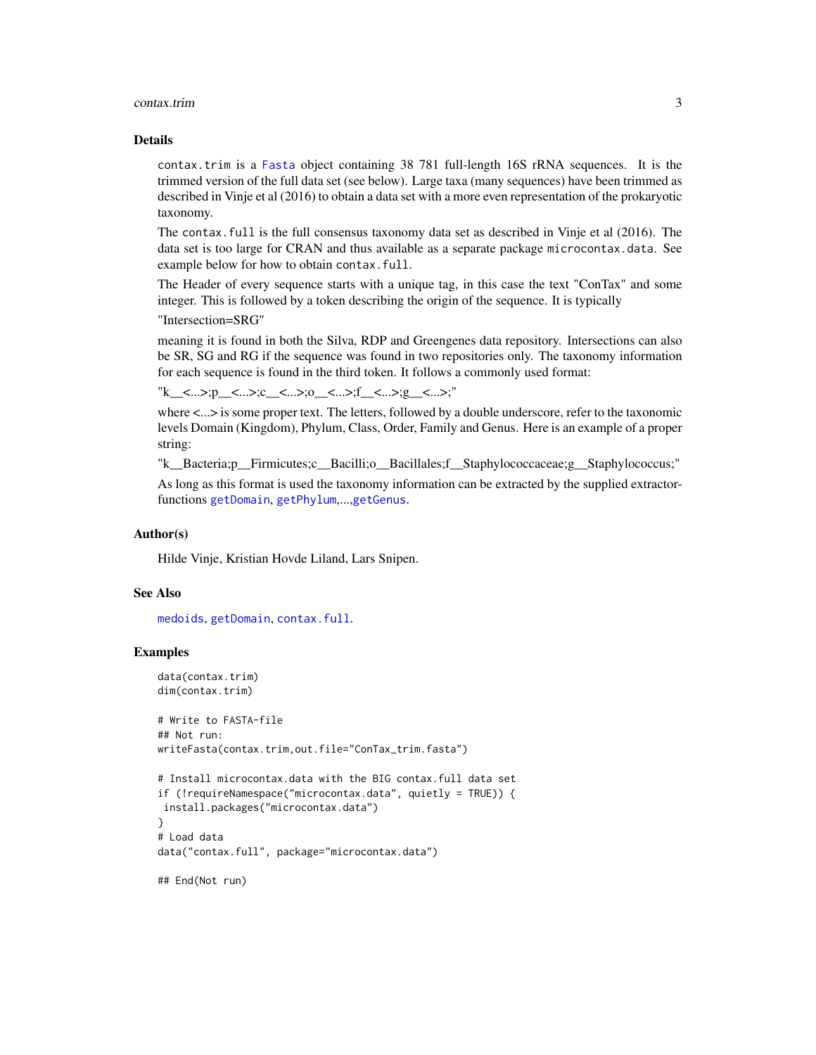## Details

contax.trim is a Fasta object containing 38 781 full-length 16S rRNA sequences. It is the trimmed version of the full data set (see below). Large taxa (many sequences) have been trimmed as described in Vinje et al (2016) to obtain a data set with a more even representation of the prokaryotic taxonomy.

The contax.full is the full consensus taxonomy data set as described in Vinje et al (2016). The data set is too large for CRAN and thus available as a separate package microcontax.data. See example below for how to obtain contax.full.

The Header of every sequence starts with a unique tag, in this case the text "ConTax" and some integer. This is followed by a token describing the origin of the sequence. It is typically

"Intersection=SRG"

meaning it is found in both the Silva, RDP and Greengenes data repository. Intersections can also be SR, SG and RG if the sequence was found in two repositories only. The taxonomy information for each sequence is found in the third token. It follows a commonly used format:

"k__<...>;p__<...>;c__<...>;o__<...>;f__<...>;g__<...>;"

where <...> is some proper text. The letters, followed by a double underscore, refer to the taxonomic levels Domain (Kingdom), Phylum, Class, Order, Family and Genus. Here is an example of a proper string:

"k__Bacteria;p__Firmicutes;c__Bacilli;o__Bacillales;f__Staphylococcaceae;g__Staphylococcus;"

As long as this format is used the taxonomy information can be extracted by the supplied extractor-functions getDomain, getPhylum,...,getGenus.

## Author(s)

Hilde Vinje, Kristian Hovde Liland, Lars Snipen.

## See Also

medoids, getDomain, contax.full.

## Examples

```
data(contax.trim)
dim(contax.trim)

# Write to FASTA-file
## Not run:
writeFasta(contax.trim,out.file="ConTax_trim.fasta")

# Install microcontax.data with the BIG contax.full data set
if (!requireNamespace("microcontax.data", quietly = TRUE)) {
 install.packages("microcontax.data")
}
# Load data
data("contax.full", package="microcontax.data")

## End(Not run)
```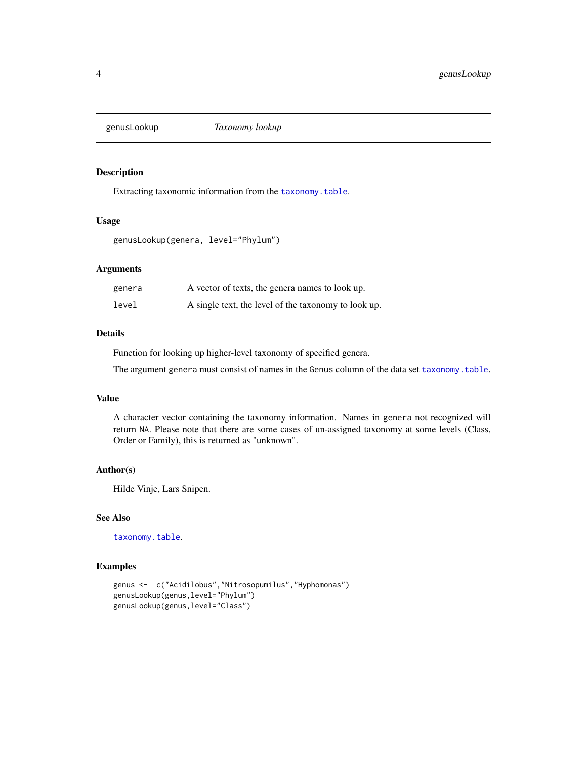# genusLookup *Taxonomy lookup*

## Description

Extracting taxonomic information from the taxonomy.table.

## Usage

```
genusLookup(genera, level="Phylum")
```

## Arguments

| | |
|---|---|
| genera | A vector of texts, the genera names to look up. |
| level | A single text, the level of the taxonomy to look up. |

## Details

Function for looking up higher-level taxonomy of specified genera.

The argument genera must consist of names in the Genus column of the data set taxonomy.table.

## Value

A character vector containing the taxonomy information. Names in genera not recognized will return NA. Please note that there are some cases of un-assigned taxonomy at some levels (Class, Order or Family), this is returned as "unknown".

## Author(s)

Hilde Vinje, Lars Snipen.

## See Also

taxonomy.table.

## Examples

```
genus <-  c("Acidilobus","Nitrosopumilus","Hyphomonas")
genusLookup(genus,level="Phylum")
genusLookup(genus,level="Class")
```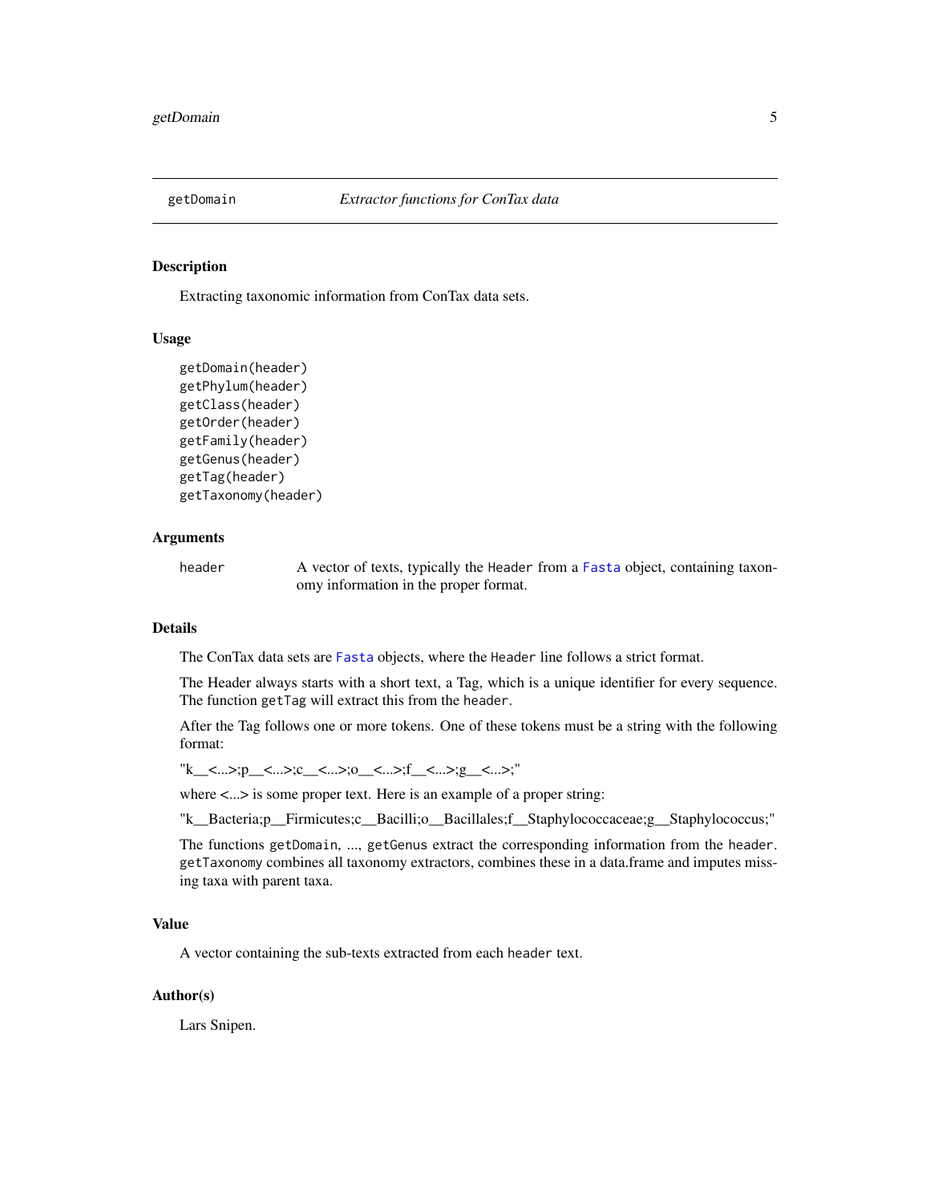## getDomain — *Extractor functions for ConTax data*

### Description

Extracting taxonomic information from ConTax data sets.

### Usage

```
getDomain(header)
getPhylum(header)
getClass(header)
getOrder(header)
getFamily(header)
getGenus(header)
getTag(header)
getTaxonomy(header)
```

### Arguments

| | |
|---|---|
| `header` | A vector of texts, typically the `Header` from a `Fasta` object, containing taxonomy information in the proper format. |

### Details

The ConTax data sets are `Fasta` objects, where the `Header` line follows a strict format.

The Header always starts with a short text, a Tag, which is a unique identifier for every sequence. The function `getTag` will extract this from the `header`.

After the Tag follows one or more tokens. One of these tokens must be a string with the following format:

"k__<...>;p__<...>;c__<...>;o__<...>;f__<...>;g__<...>;"

where <...> is some proper text. Here is an example of a proper string:

"k__Bacteria;p__Firmicutes;c__Bacilli;o__Bacillales;f__Staphylococcaceae;g__Staphylococcus;"

The functions `getDomain`, ..., `getGenus` extract the corresponding information from the `header`. `getTaxonomy` combines all taxonomy extractors, combines these in a data.frame and imputes missing taxa with parent taxa.

### Value

A vector containing the sub-texts extracted from each `header` text.

### Author(s)

Lars Snipen.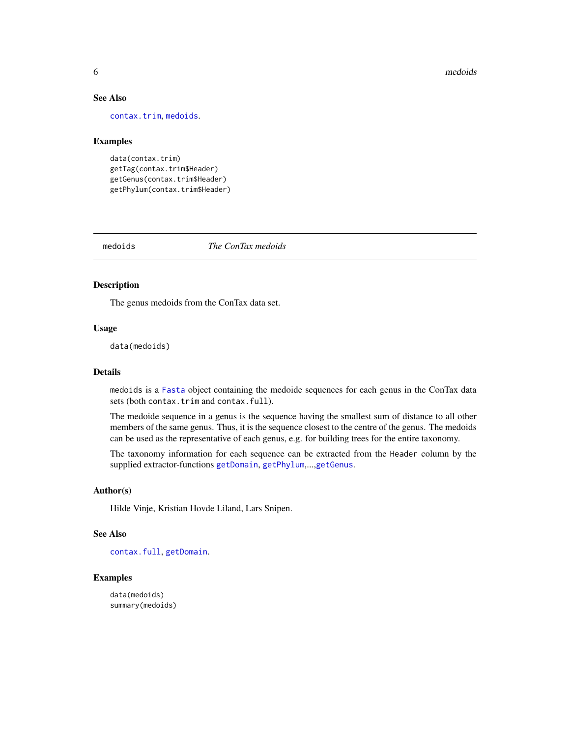### See Also

contax.trim, medoids.

### Examples

```
data(contax.trim)
getTag(contax.trim$Header)
getGenus(contax.trim$Header)
getPhylum(contax.trim$Header)
```

---

## medoids *The ConTax medoids*

---

### Description

The genus medoids from the ConTax data set.

### Usage

```
data(medoids)
```

### Details

medoids is a Fasta object containing the medoide sequences for each genus in the ConTax data sets (both contax.trim and contax.full).

The medoide sequence in a genus is the sequence having the smallest sum of distance to all other members of the same genus. Thus, it is the sequence closest to the centre of the genus. The medoids can be used as the representative of each genus, e.g. for building trees for the entire taxonomy.

The taxonomy information for each sequence can be extracted from the Header column by the supplied extractor-functions getDomain, getPhylum,...,getGenus.

### Author(s)

Hilde Vinje, Kristian Hovde Liland, Lars Snipen.

### See Also

contax.full, getDomain.

### Examples

```
data(medoids)
summary(medoids)
```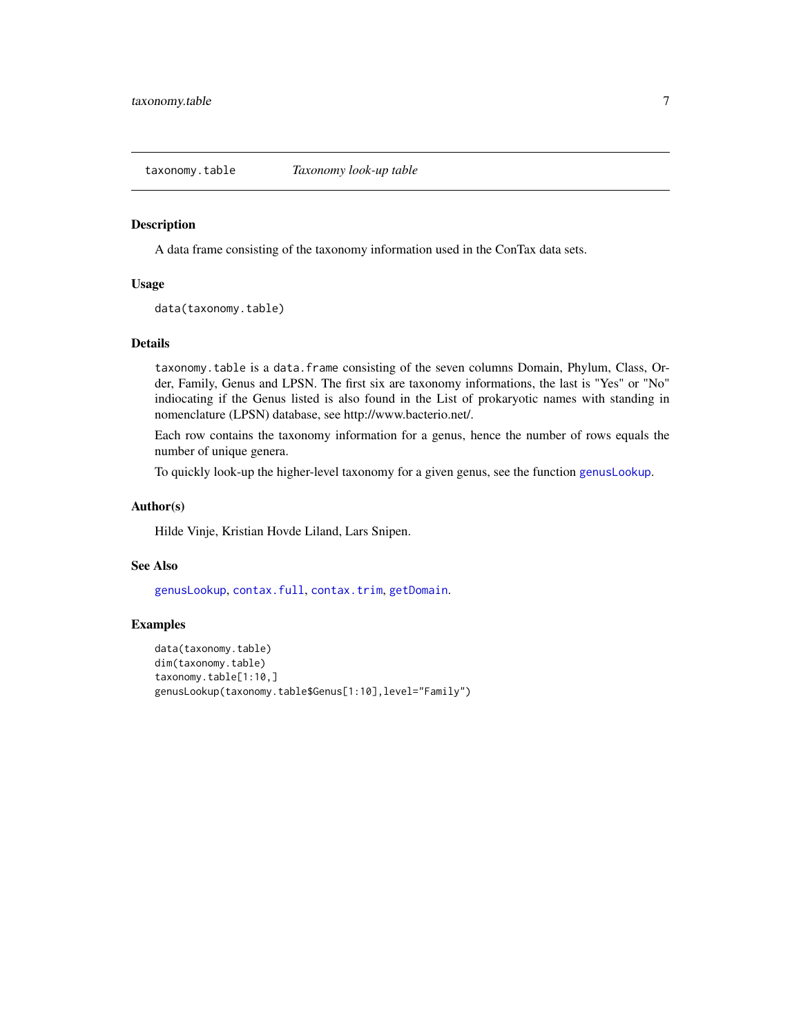## taxonomy.table *Taxonomy look-up table*

### Description

A data frame consisting of the taxonomy information used in the ConTax data sets.

### Usage

```
data(taxonomy.table)
```

### Details

`taxonomy.table` is a `data.frame` consisting of the seven columns Domain, Phylum, Class, Order, Family, Genus and LPSN. The first six are taxonomy informations, the last is "Yes" or "No" indiocating if the Genus listed is also found in the List of prokaryotic names with standing in nomenclature (LPSN) database, see http://www.bacterio.net/.

Each row contains the taxonomy information for a genus, hence the number of rows equals the number of unique genera.

To quickly look-up the higher-level taxonomy for a given genus, see the function `genusLookup`.

### Author(s)

Hilde Vinje, Kristian Hovde Liland, Lars Snipen.

### See Also

`genusLookup`, `contax.full`, `contax.trim`, `getDomain`.

### Examples

```
data(taxonomy.table)
dim(taxonomy.table)
taxonomy.table[1:10,]
genusLookup(taxonomy.table$Genus[1:10],level="Family")
```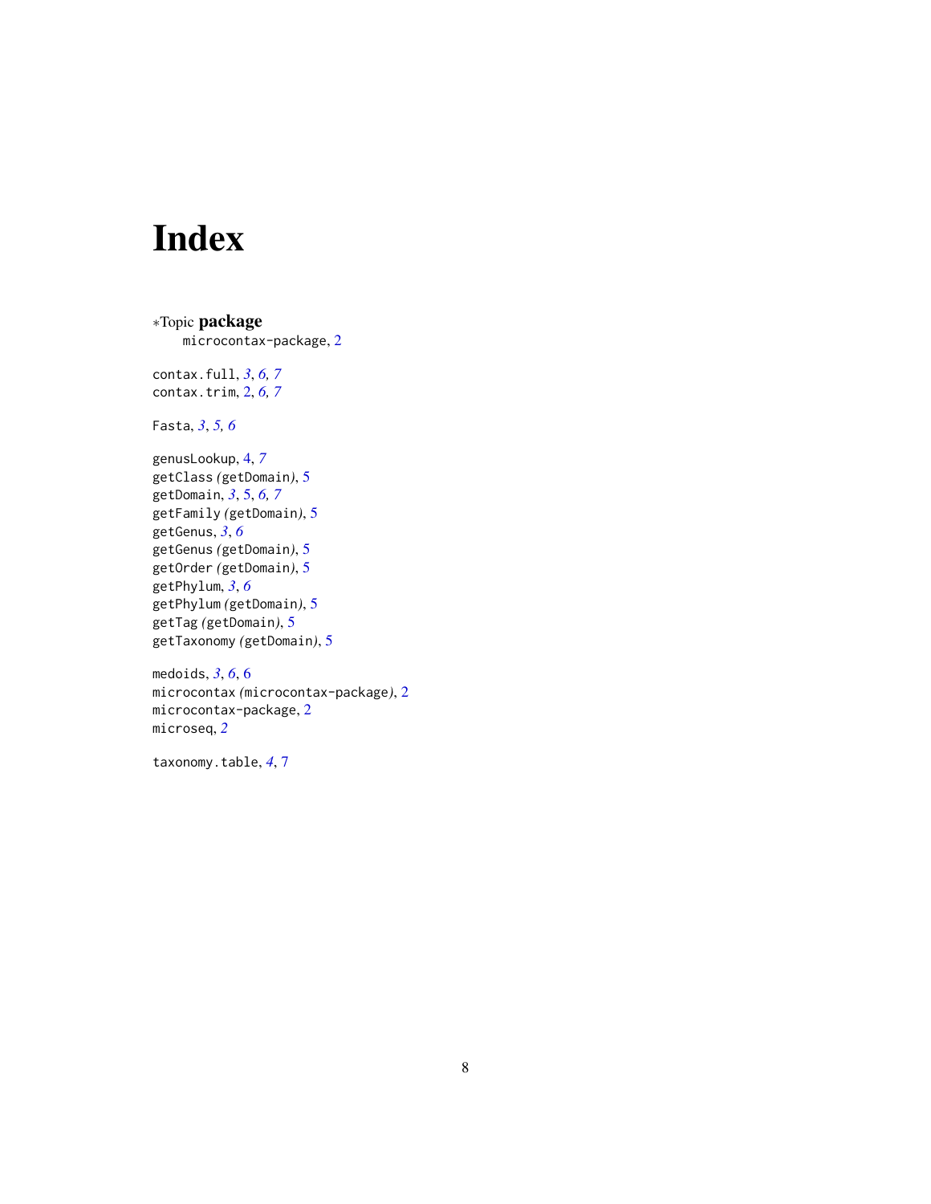# Index

∗Topic **package**

microcontax-package, 2

contax.full, *3*, *6, 7*
contax.trim, 2, *6, 7*

Fasta, *3*, *5, 6*

genusLookup, 4, *7*
getClass *(*getDomain*)*, 5
getDomain, *3*, 5, *6, 7*
getFamily *(*getDomain*)*, 5
getGenus, *3*, *6*
getGenus *(*getDomain*)*, 5
getOrder *(*getDomain*)*, 5
getPhylum, *3*, *6*
getPhylum *(*getDomain*)*, 5
getTag *(*getDomain*)*, 5
getTaxonomy *(*getDomain*)*, 5

medoids, *3*, *6*, 6
microcontax *(*microcontax-package*)*, 2
microcontax-package, 2
microseq, *2*

taxonomy.table, *4*, 7